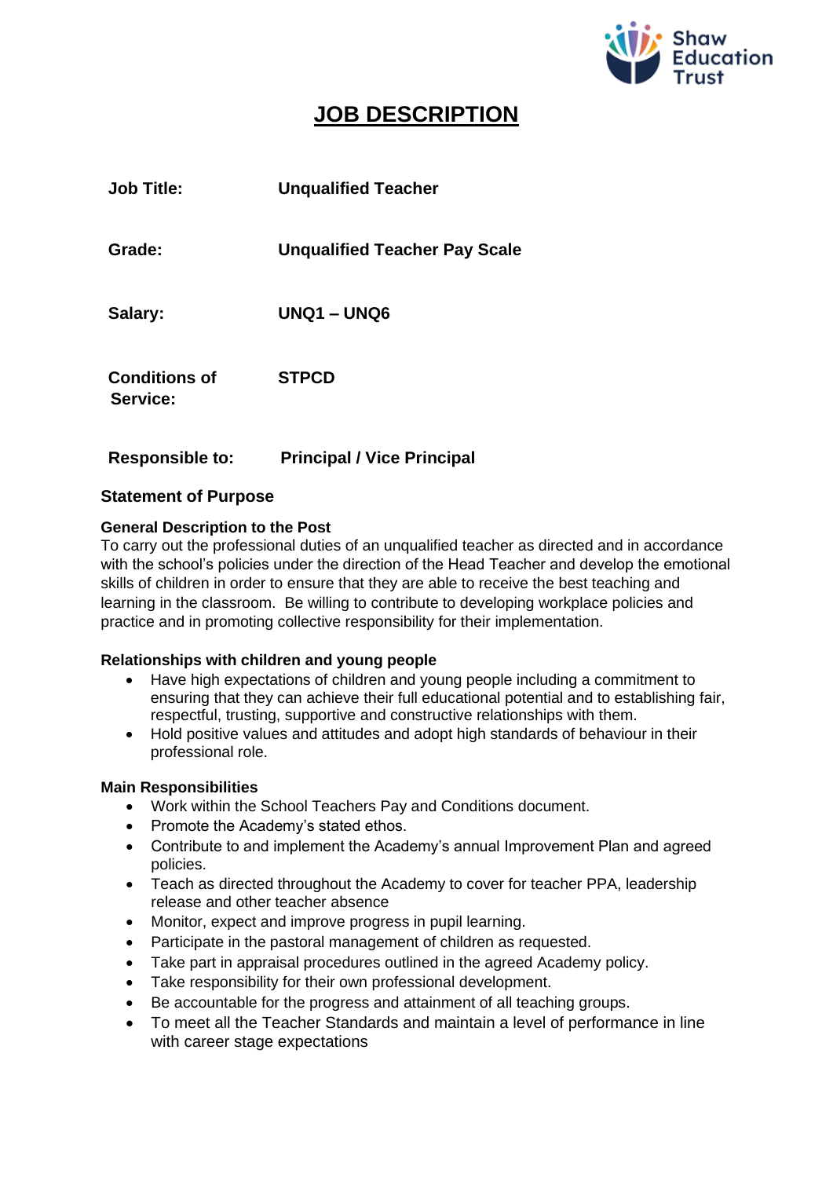# JOB DESCRIPTION

| | |
|---|---|
| **Job Title:** | **Unqualified Teacher** |
| **Grade:** | **Unqualified Teacher Pay Scale** |
| **Salary:** | **UNQ1 – UNQ6** |
| **Conditions of Service:** | **STPCD** |
| **Responsible to:** | **Principal / Vice Principal** |

## Statement of Purpose

### General Description to the Post

To carry out the professional duties of an unqualified teacher as directed and in accordance with the school's policies under the direction of the Head Teacher and develop the emotional skills of children in order to ensure that they are able to receive the best teaching and learning in the classroom. Be willing to contribute to developing workplace policies and practice and in promoting collective responsibility for their implementation.

### Relationships with children and young people

- Have high expectations of children and young people including a commitment to ensuring that they can achieve their full educational potential and to establishing fair, respectful, trusting, supportive and constructive relationships with them.
- Hold positive values and attitudes and adopt high standards of behaviour in their professional role.

### Main Responsibilities

- Work within the School Teachers Pay and Conditions document.
- Promote the Academy's stated ethos.
- Contribute to and implement the Academy's annual Improvement Plan and agreed policies.
- Teach as directed throughout the Academy to cover for teacher PPA, leadership release and other teacher absence
- Monitor, expect and improve progress in pupil learning.
- Participate in the pastoral management of children as requested.
- Take part in appraisal procedures outlined in the agreed Academy policy.
- Take responsibility for their own professional development.
- Be accountable for the progress and attainment of all teaching groups.
- To meet all the Teacher Standards and maintain a level of performance in line with career stage expectations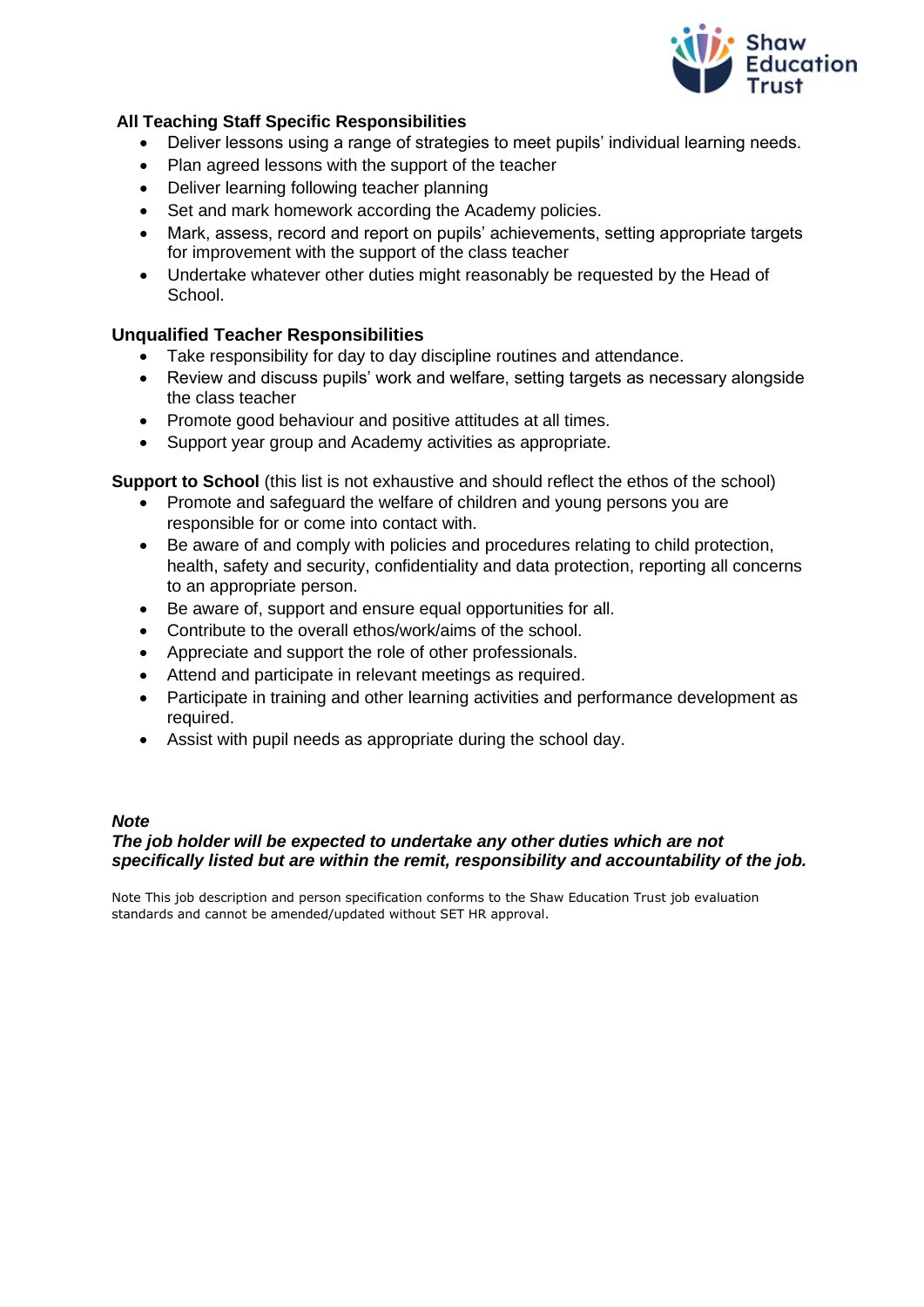**All Teaching Staff Specific Responsibilities**

- Deliver lessons using a range of strategies to meet pupils' individual learning needs.
- Plan agreed lessons with the support of the teacher
- Deliver learning following teacher planning
- Set and mark homework according the Academy policies.
- Mark, assess, record and report on pupils' achievements, setting appropriate targets for improvement with the support of the class teacher
- Undertake whatever other duties might reasonably be requested by the Head of School.

**Unqualified Teacher Responsibilities**

- Take responsibility for day to day discipline routines and attendance.
- Review and discuss pupils' work and welfare, setting targets as necessary alongside the class teacher
- Promote good behaviour and positive attitudes at all times.
- Support year group and Academy activities as appropriate.

**Support to School** (this list is not exhaustive and should reflect the ethos of the school)

- Promote and safeguard the welfare of children and young persons you are responsible for or come into contact with.
- Be aware of and comply with policies and procedures relating to child protection, health, safety and security, confidentiality and data protection, reporting all concerns to an appropriate person.
- Be aware of, support and ensure equal opportunities for all.
- Contribute to the overall ethos/work/aims of the school.
- Appreciate and support the role of other professionals.
- Attend and participate in relevant meetings as required.
- Participate in training and other learning activities and performance development as required.
- Assist with pupil needs as appropriate during the school day.

***Note***
***The job holder will be expected to undertake any other duties which are not specifically listed but are within the remit, responsibility and accountability of the job.***

Note This job description and person specification conforms to the Shaw Education Trust job evaluation standards and cannot be amended/updated without SET HR approval.